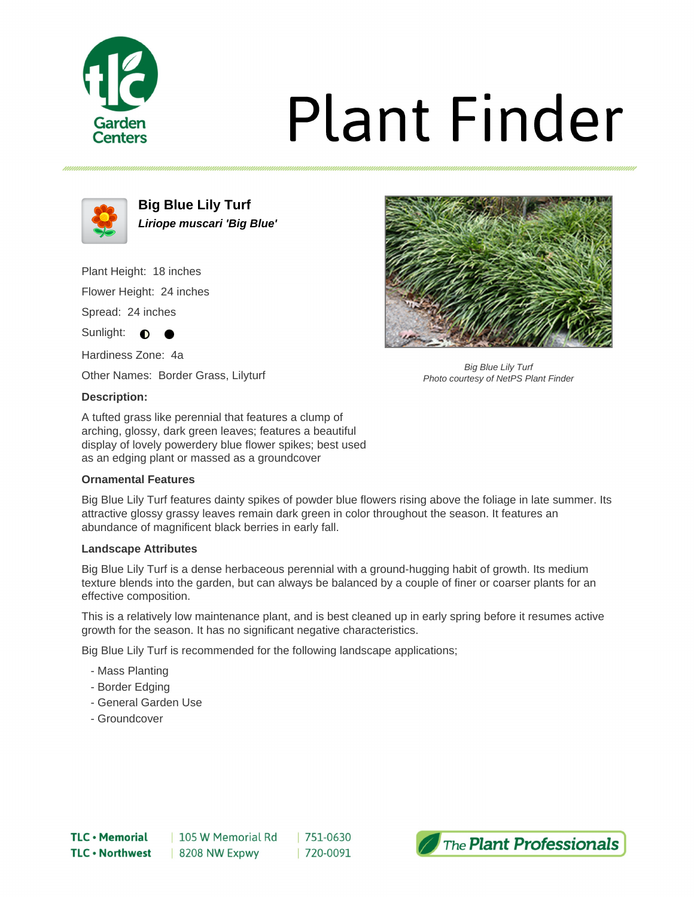# Plant Finder

## Big Blue Lily Turf

***Liriope muscari 'Big Blue'***

Plant Height: 18 inches

Flower Height: 24 inches

Spread: 24 inches

Sunlight: ◐ ●

Hardiness Zone: 4a

Other Names: Border Grass, Lilyturf

*Big Blue Lily Turf*
*Photo courtesy of NetPS Plant Finder*

### Description:

A tufted grass like perennial that features a clump of arching, glossy, dark green leaves; features a beautiful display of lovely powerdery blue flower spikes; best used as an edging plant or massed as a groundcover

### Ornamental Features

Big Blue Lily Turf features dainty spikes of powder blue flowers rising above the foliage in late summer. Its attractive glossy grassy leaves remain dark green in color throughout the season. It features an abundance of magnificent black berries in early fall.

### Landscape Attributes

Big Blue Lily Turf is a dense herbaceous perennial with a ground-hugging habit of growth. Its medium texture blends into the garden, but can always be balanced by a couple of finer or coarser plants for an effective composition.

This is a relatively low maintenance plant, and is best cleaned up in early spring before it resumes active growth for the season. It has no significant negative characteristics.

Big Blue Lily Turf is recommended for the following landscape applications;

- Mass Planting
- Border Edging
- General Garden Use
- Groundcover

**TLC • Memorial** | 105 W Memorial Rd | 751-0630
**TLC • Northwest** | 8208 NW Expwy | 720-0091

The Plant Professionals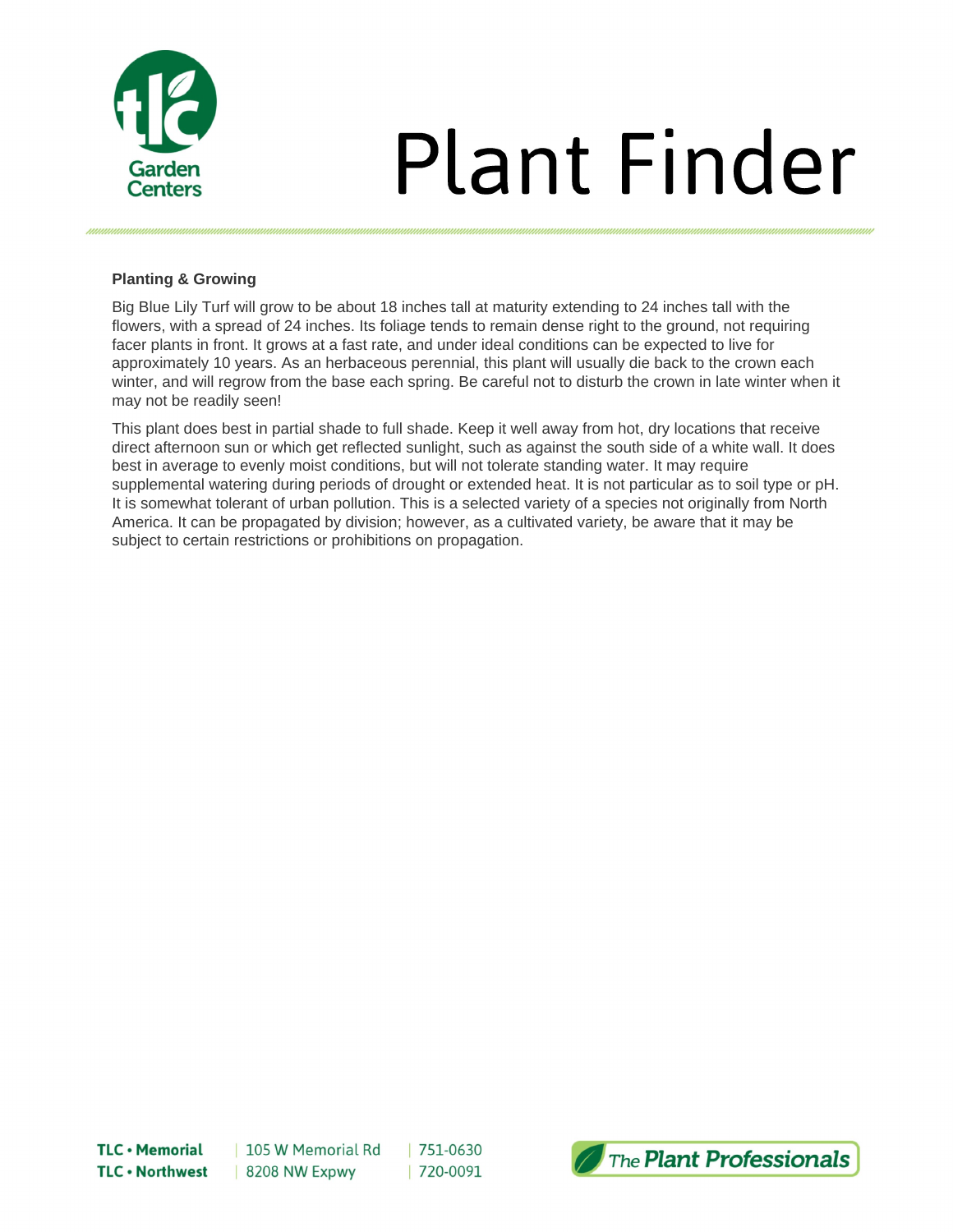#### Planting & Growing

Big Blue Lily Turf will grow to be about 18 inches tall at maturity extending to 24 inches tall with the flowers, with a spread of 24 inches. Its foliage tends to remain dense right to the ground, not requiring facer plants in front. It grows at a fast rate, and under ideal conditions can be expected to live for approximately 10 years. As an herbaceous perennial, this plant will usually die back to the crown each winter, and will regrow from the base each spring. Be careful not to disturb the crown in late winter when it may not be readily seen!

This plant does best in partial shade to full shade. Keep it well away from hot, dry locations that receive direct afternoon sun or which get reflected sunlight, such as against the south side of a white wall. It does best in average to evenly moist conditions, but will not tolerate standing water. It may require supplemental watering during periods of drought or extended heat. It is not particular as to soil type or pH. It is somewhat tolerant of urban pollution. This is a selected variety of a species not originally from North America. It can be propagated by division; however, as a cultivated variety, be aware that it may be subject to certain restrictions or prohibitions on propagation.